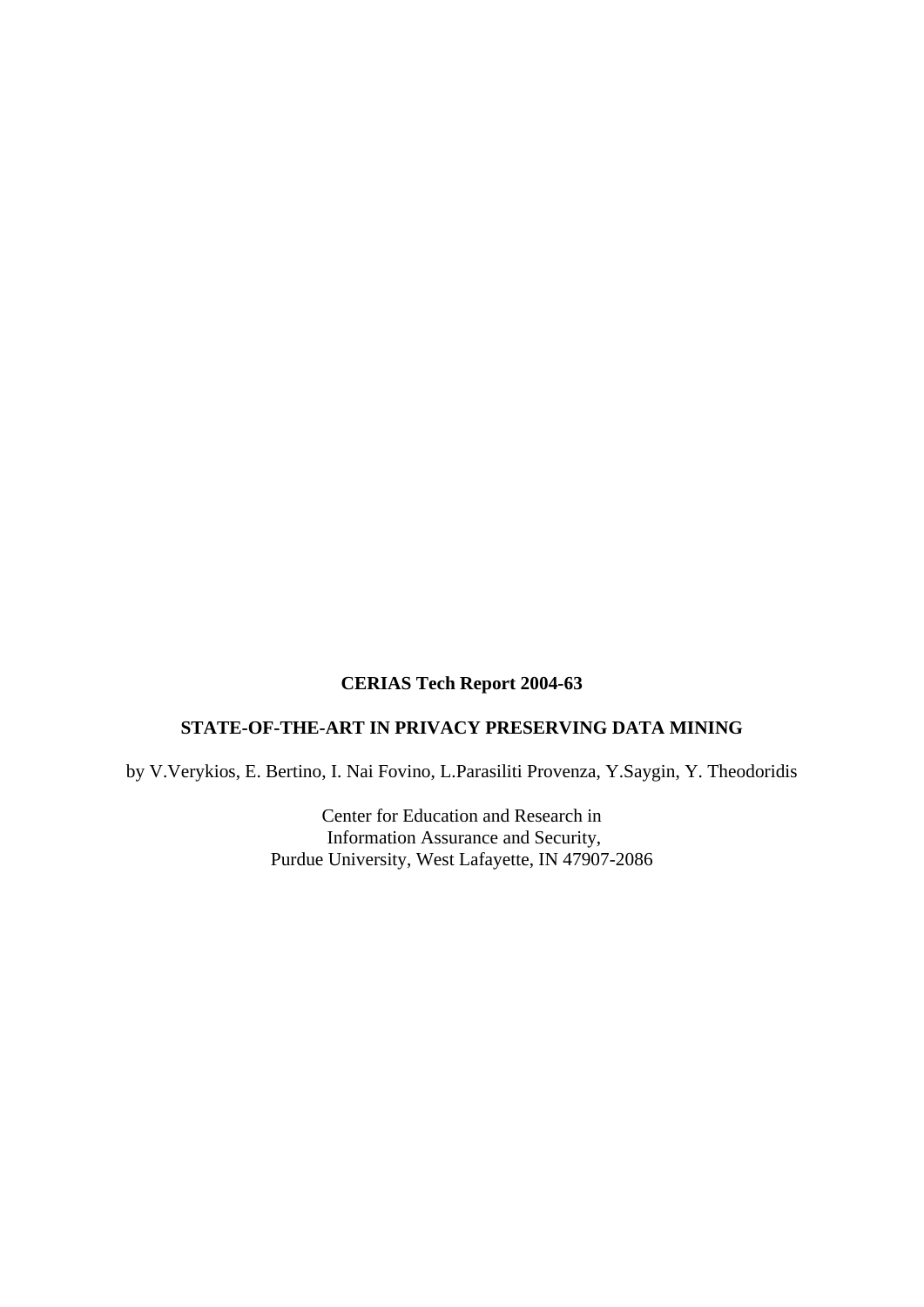**CERIAS Tech Report 2004-63**

# STATE-OF-THE-ART IN PRIVACY PRESERVING DATA MINING

by V.Verykios, E. Bertino, I. Nai Fovino, L.Parasiliti Provenza, Y.Saygin, Y. Theodoridis

Center for Education and Research in
Information Assurance and Security,
Purdue University, West Lafayette, IN 47907-2086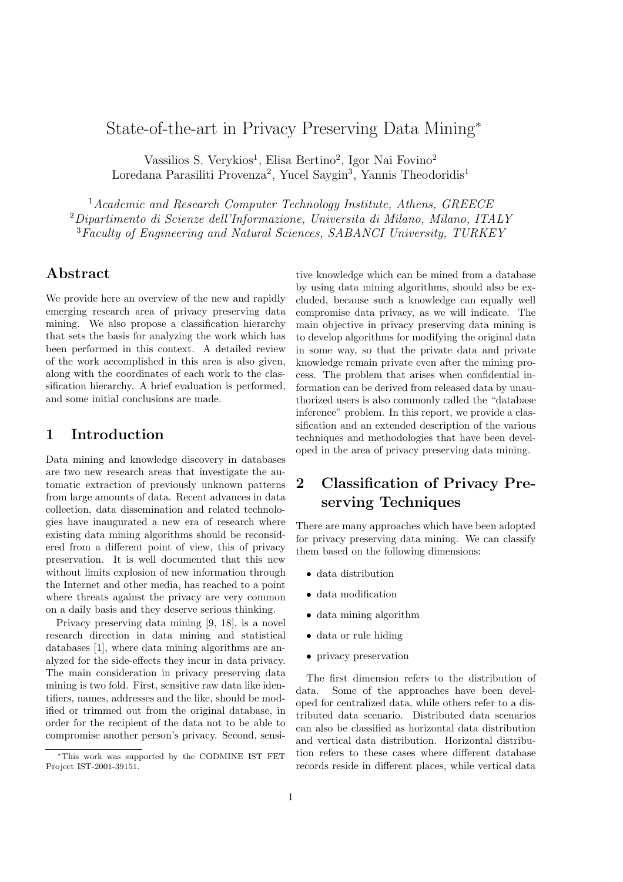# State-of-the-art in Privacy Preserving Data Mining*

Vassilios S. Verykios[1], Elisa Bertino[2], Igor Nai Fovino[2]
Loredana Parasiliti Provenza[2], Yucel Saygin[3], Yannis Theodoridis[1]

[1]*Academic and Research Computer Technology Institute, Athens, GREECE*
[2]*Dipartimento di Scienze dell'Informazione, Universita di Milano, Milano, ITALY*
[3]*Faculty of Engineering and Natural Sciences, SABANCI University, TURKEY*

## Abstract

We provide here an overview of the new and rapidly emerging research area of privacy preserving data mining. We also propose a classification hierarchy that sets the basis for analyzing the work which has been performed in this context. A detailed review of the work accomplished in this area is also given, along with the coordinates of each work to the classification hierarchy. A brief evaluation is performed, and some initial conclusions are made.

## 1 Introduction

Data mining and knowledge discovery in databases are two new research areas that investigate the automatic extraction of previously unknown patterns from large amounts of data. Recent advances in data collection, data dissemination and related technologies have inaugurated a new era of research where existing data mining algorithms should be reconsidered from a different point of view, this of privacy preservation. It is well documented that this new without limits explosion of new information through the Internet and other media, has reached to a point where threats against the privacy are very common on a daily basis and they deserve serious thinking.

Privacy preserving data mining [9, 18], is a novel research direction in data mining and statistical databases [1], where data mining algorithms are analyzed for the side-effects they incur in data privacy. The main consideration in privacy preserving data mining is two fold. First, sensitive raw data like identifiers, names, addresses and the like, should be modified or trimmed out from the original database, in order for the recipient of the data not to be able to compromise another person's privacy. Second, sensitive knowledge which can be mined from a database by using data mining algorithms, should also be excluded, because such a knowledge can equally well compromise data privacy, as we will indicate. The main objective in privacy preserving data mining is to develop algorithms for modifying the original data in some way, so that the private data and private knowledge remain private even after the mining process. The problem that arises when confidential information can be derived from released data by unauthorized users is also commonly called the "database inference" problem. In this report, we provide a classification and an extended description of the various techniques and methodologies that have been developed in the area of privacy preserving data mining.

## 2 Classification of Privacy Preserving Techniques

There are many approaches which have been adopted for privacy preserving data mining. We can classify them based on the following dimensions:

- data distribution
- data modification
- data mining algorithm
- data or rule hiding
- privacy preservation

The first dimension refers to the distribution of data. Some of the approaches have been developed for centralized data, while others refer to a distributed data scenario. Distributed data scenarios can also be classified as horizontal data distribution and vertical data distribution. Horizontal distribution refers to these cases where different database records reside in different places, while vertical data

*This work was supported by the CODMINE IST FET Project IST-2001-39151.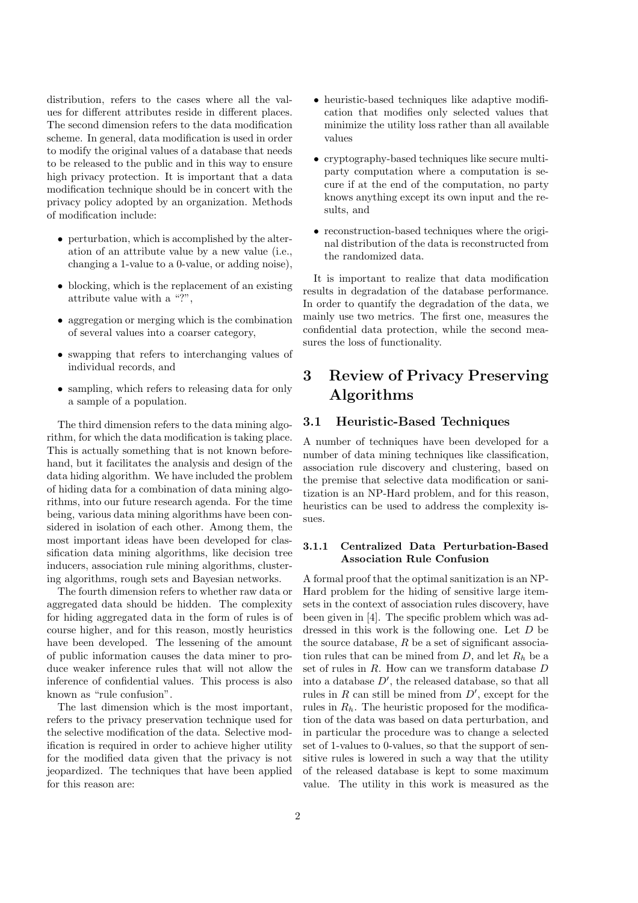distribution, refers to the cases where all the values for different attributes reside in different places. The second dimension refers to the data modification scheme. In general, data modification is used in order to modify the original values of a database that needs to be released to the public and in this way to ensure high privacy protection. It is important that a data modification technique should be in concert with the privacy policy adopted by an organization. Methods of modification include:

- perturbation, which is accomplished by the alteration of an attribute value by a new value (i.e., changing a 1-value to a 0-value, or adding noise),
- blocking, which is the replacement of an existing attribute value with a "?",
- aggregation or merging which is the combination of several values into a coarser category,
- swapping that refers to interchanging values of individual records, and
- sampling, which refers to releasing data for only a sample of a population.

The third dimension refers to the data mining algorithm, for which the data modification is taking place. This is actually something that is not known beforehand, but it facilitates the analysis and design of the data hiding algorithm. We have included the problem of hiding data for a combination of data mining algorithms, into our future research agenda. For the time being, various data mining algorithms have been considered in isolation of each other. Among them, the most important ideas have been developed for classification data mining algorithms, like decision tree inducers, association rule mining algorithms, clustering algorithms, rough sets and Bayesian networks.

The fourth dimension refers to whether raw data or aggregated data should be hidden. The complexity for hiding aggregated data in the form of rules is of course higher, and for this reason, mostly heuristics have been developed. The lessening of the amount of public information causes the data miner to produce weaker inference rules that will not allow the inference of confidential values. This process is also known as "rule confusion".

The last dimension which is the most important, refers to the privacy preservation technique used for the selective modification of the data. Selective modification is required in order to achieve higher utility for the modified data given that the privacy is not jeopardized. The techniques that have been applied for this reason are:

- heuristic-based techniques like adaptive modification that modifies only selected values that minimize the utility loss rather than all available values
- cryptography-based techniques like secure multiparty computation where a computation is secure if at the end of the computation, no party knows anything except its own input and the results, and
- reconstruction-based techniques where the original distribution of the data is reconstructed from the randomized data.

It is important to realize that data modification results in degradation of the database performance. In order to quantify the degradation of the data, we mainly use two metrics. The first one, measures the confidential data protection, while the second measures the loss of functionality.

# 3 Review of Privacy Preserving Algorithms

## 3.1 Heuristic-Based Techniques

A number of techniques have been developed for a number of data mining techniques like classification, association rule discovery and clustering, based on the premise that selective data modification or sanitization is an NP-Hard problem, and for this reason, heuristics can be used to address the complexity issues.

### 3.1.1 Centralized Data Perturbation-Based Association Rule Confusion

A formal proof that the optimal sanitization is an NP-Hard problem for the hiding of sensitive large itemsets in the context of association rules discovery, have been given in [4]. The specific problem which was addressed in this work is the following one. Let $D$ be the source database, $R$ be a set of significant association rules that can be mined from $D$, and let $R_h$ be a set of rules in $R$. How can we transform database $D$ into a database $D'$, the released database, so that all rules in $R$ can still be mined from $D'$, except for the rules in $R_h$. The heuristic proposed for the modification of the data was based on data perturbation, and in particular the procedure was to change a selected set of 1-values to 0-values, so that the support of sensitive rules is lowered in such a way that the utility of the released database is kept to some maximum value. The utility in this work is measured as the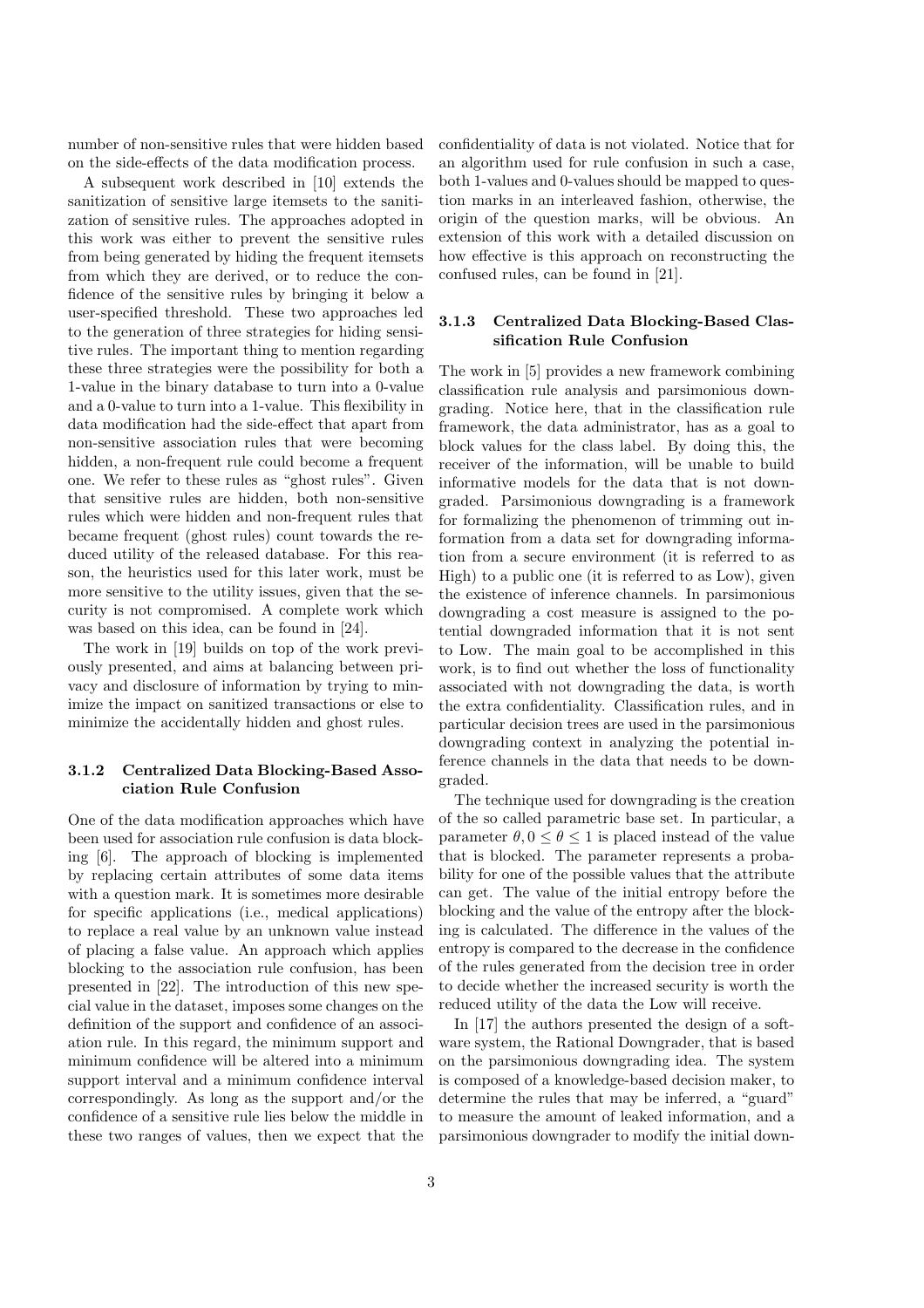number of non-sensitive rules that were hidden based on the side-effects of the data modification process.

A subsequent work described in [10] extends the sanitization of sensitive large itemsets to the sanitization of sensitive rules. The approaches adopted in this work was either to prevent the sensitive rules from being generated by hiding the frequent itemsets from which they are derived, or to reduce the confidence of the sensitive rules by bringing it below a user-specified threshold. These two approaches led to the generation of three strategies for hiding sensitive rules. The important thing to mention regarding these three strategies were the possibility for both a 1-value in the binary database to turn into a 0-value and a 0-value to turn into a 1-value. This flexibility in data modification had the side-effect that apart from non-sensitive association rules that were becoming hidden, a non-frequent rule could become a frequent one. We refer to these rules as "ghost rules". Given that sensitive rules are hidden, both non-sensitive rules which were hidden and non-frequent rules that became frequent (ghost rules) count towards the reduced utility of the released database. For this reason, the heuristics used for this later work, must be more sensitive to the utility issues, given that the security is not compromised. A complete work which was based on this idea, can be found in [24].

The work in [19] builds on top of the work previously presented, and aims at balancing between privacy and disclosure of information by trying to minimize the impact on sanitized transactions or else to minimize the accidentally hidden and ghost rules.

### 3.1.2 Centralized Data Blocking-Based Association Rule Confusion

One of the data modification approaches which have been used for association rule confusion is data blocking [6]. The approach of blocking is implemented by replacing certain attributes of some data items with a question mark. It is sometimes more desirable for specific applications (i.e., medical applications) to replace a real value by an unknown value instead of placing a false value. An approach which applies blocking to the association rule confusion, has been presented in [22]. The introduction of this new special value in the dataset, imposes some changes on the definition of the support and confidence of an association rule. In this regard, the minimum support and minimum confidence will be altered into a minimum support interval and a minimum confidence interval correspondingly. As long as the support and/or the confidence of a sensitive rule lies below the middle in these two ranges of values, then we expect that the confidentiality of data is not violated. Notice that for an algorithm used for rule confusion in such a case, both 1-values and 0-values should be mapped to question marks in an interleaved fashion, otherwise, the origin of the question marks, will be obvious. An extension of this work with a detailed discussion on how effective is this approach on reconstructing the confused rules, can be found in [21].

### 3.1.3 Centralized Data Blocking-Based Classification Rule Confusion

The work in [5] provides a new framework combining classification rule analysis and parsimonious downgrading. Notice here, that in the classification rule framework, the data administrator, has as a goal to block values for the class label. By doing this, the receiver of the information, will be unable to build informative models for the data that is not downgraded. Parsimonious downgrading is a framework for formalizing the phenomenon of trimming out information from a data set for downgrading information from a secure environment (it is referred to as High) to a public one (it is referred to as Low), given the existence of inference channels. In parsimonious downgrading a cost measure is assigned to the potential downgraded information that it is not sent to Low. The main goal to be accomplished in this work, is to find out whether the loss of functionality associated with not downgrading the data, is worth the extra confidentiality. Classification rules, and in particular decision trees are used in the parsimonious downgrading context in analyzing the potential inference channels in the data that needs to be downgraded.

The technique used for downgrading is the creation of the so called parametric base set. In particular, a parameter $\theta, 0 \leq \theta \leq 1$ is placed instead of the value that is blocked. The parameter represents a probability for one of the possible values that the attribute can get. The value of the initial entropy before the blocking and the value of the entropy after the blocking is calculated. The difference in the values of the entropy is compared to the decrease in the confidence of the rules generated from the decision tree in order to decide whether the increased security is worth the reduced utility of the data the Low will receive.

In [17] the authors presented the design of a software system, the Rational Downgrader, that is based on the parsimonious downgrading idea. The system is composed of a knowledge-based decision maker, to determine the rules that may be inferred, a "guard" to measure the amount of leaked information, and a parsimonious downgrader to modify the initial down-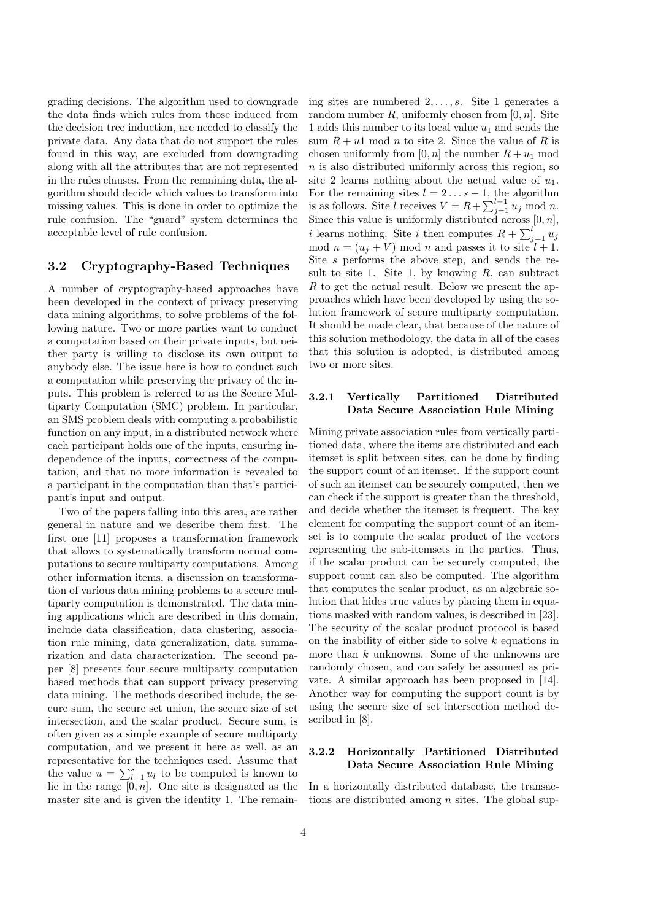grading decisions. The algorithm used to downgrade the data finds which rules from those induced from the decision tree induction, are needed to classify the private data. Any data that do not support the rules found in this way, are excluded from downgrading along with all the attributes that are not represented in the rules clauses. From the remaining data, the algorithm should decide which values to transform into missing values. This is done in order to optimize the rule confusion. The "guard" system determines the acceptable level of rule confusion.

### 3.2 Cryptography-Based Techniques

A number of cryptography-based approaches have been developed in the context of privacy preserving data mining algorithms, to solve problems of the following nature. Two or more parties want to conduct a computation based on their private inputs, but neither party is willing to disclose its own output to anybody else. The issue here is how to conduct such a computation while preserving the privacy of the inputs. This problem is referred to as the Secure Multiparty Computation (SMC) problem. In particular, an SMS problem deals with computing a probabilistic function on any input, in a distributed network where each participant holds one of the inputs, ensuring independence of the inputs, correctness of the computation, and that no more information is revealed to a participant in the computation than that's participant's input and output.

Two of the papers falling into this area, are rather general in nature and we describe them first. The first one [11] proposes a transformation framework that allows to systematically transform normal computations to secure multiparty computations. Among other information items, a discussion on transformation of various data mining problems to a secure multiparty computation is demonstrated. The data mining applications which are described in this domain, include data classification, data clustering, association rule mining, data generalization, data summarization and data characterization. The second paper [8] presents four secure multiparty computation based methods that can support privacy preserving data mining. The methods described include, the secure sum, the secure set union, the secure size of set intersection, and the scalar product. Secure sum, is often given as a simple example of secure multiparty computation, and we present it here as well, as an representative for the techniques used. Assume that the value $u = \sum_{l=1}^{s} u_l$ to be computed is known to lie in the range $[0, n]$. One site is designated as the master site and is given the identity 1. The remaining sites are numbered $2, \ldots, s$. Site 1 generates a random number $R$, uniformly chosen from $[0, n]$. Site 1 adds this number to its local value $u_1$ and sends the sum $R + u1 \bmod n$ to site 2. Since the value of $R$ is chosen uniformly from $[0, n]$ the number $R + u_1 \bmod n$ is also distributed uniformly across this region, so site 2 learns nothing about the actual value of $u_1$. For the remaining sites $l = 2 \ldots s-1$, the algorithm is as follows. Site $l$ receives $V = R + \sum_{j=1}^{l-1} u_j \bmod n$. Since this value is uniformly distributed across $[0, n]$, $i$ learns nothing. Site $i$ then computes $R + \sum_{j=1}^{l} u_j \bmod n = (u_j + V) \bmod n$ and passes it to site $l+1$. Site $s$ performs the above step, and sends the result to site 1. Site 1, by knowing $R$, can subtract $R$ to get the actual result. Below we present the approaches which have been developed by using the solution framework of secure multiparty computation. It should be made clear, that because of the nature of this solution methodology, the data in all of the cases that this solution is adopted, is distributed among two or more sites.

#### 3.2.1 Vertically Partitioned Distributed Data Secure Association Rule Mining

Mining private association rules from vertically partitioned data, where the items are distributed and each itemset is split between sites, can be done by finding the support count of an itemset. If the support count of such an itemset can be securely computed, then we can check if the support is greater than the threshold, and decide whether the itemset is frequent. The key element for computing the support count of an itemset is to compute the scalar product of the vectors representing the sub-itemsets in the parties. Thus, if the scalar product can be securely computed, the support count can also be computed. The algorithm that computes the scalar product, as an algebraic solution that hides true values by placing them in equations masked with random values, is described in [23]. The security of the scalar product protocol is based on the inability of either side to solve $k$ equations in more than $k$ unknowns. Some of the unknowns are randomly chosen, and can safely be assumed as private. A similar approach has been proposed in [14]. Another way for computing the support count is by using the secure size of set intersection method described in [8].

#### 3.2.2 Horizontally Partitioned Distributed Data Secure Association Rule Mining

In a horizontally distributed database, the transactions are distributed among $n$ sites. The global sup-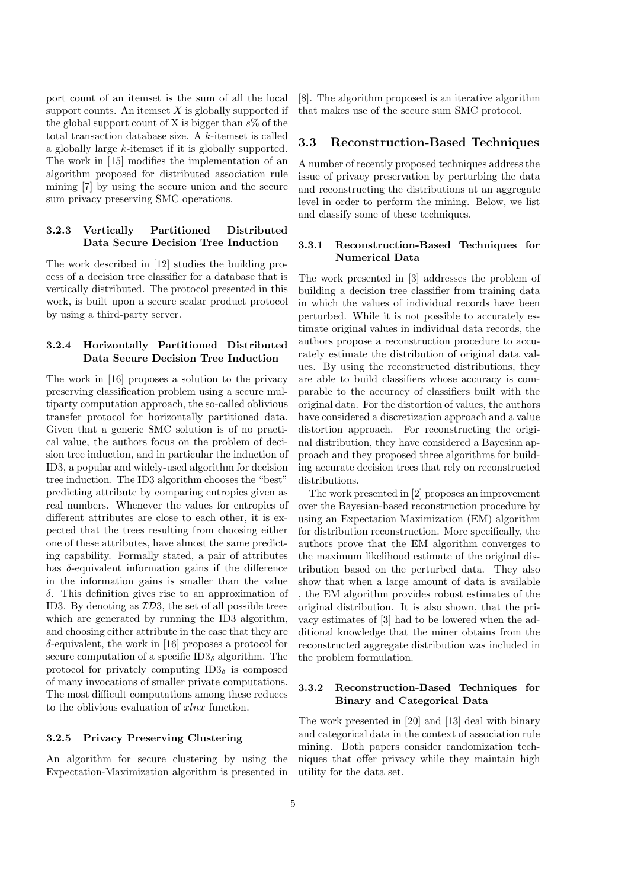port count of an itemset is the sum of all the local support counts. An itemset $X$ is globally supported if the global support count of X is bigger than $s$% of the total transaction database size. A $k$-itemset is called a globally large $k$-itemset if it is globally supported. The work in [15] modifies the implementation of an algorithm proposed for distributed association rule mining [7] by using the secure union and the secure sum privacy preserving SMC operations.

#### 3.2.3 Vertically Partitioned Distributed Data Secure Decision Tree Induction

The work described in [12] studies the building process of a decision tree classifier for a database that is vertically distributed. The protocol presented in this work, is built upon a secure scalar product protocol by using a third-party server.

#### 3.2.4 Horizontally Partitioned Distributed Data Secure Decision Tree Induction

The work in [16] proposes a solution to the privacy preserving classification problem using a secure multiparty computation approach, the so-called oblivious transfer protocol for horizontally partitioned data. Given that a generic SMC solution is of no practical value, the authors focus on the problem of decision tree induction, and in particular the induction of ID3, a popular and widely-used algorithm for decision tree induction. The ID3 algorithm chooses the "best" predicting attribute by comparing entropies given as real numbers. Whenever the values for entropies of different attributes are close to each other, it is expected that the trees resulting from choosing either one of these attributes, have almost the same predicting capability. Formally stated, a pair of attributes has $\delta$-equivalent information gains if the difference in the information gains is smaller than the value $\delta$. This definition gives rise to an approximation of ID3. By denoting as $\mathcal{ID}3$, the set of all possible trees which are generated by running the ID3 algorithm, and choosing either attribute in the case that they are $\delta$-equivalent, the work in [16] proposes a protocol for secure computation of a specific $\text{ID3}_\delta$ algorithm. The protocol for privately computing $\text{ID3}_\delta$ is composed of many invocations of smaller private computations. The most difficult computations among these reduces to the oblivious evaluation of $x\ln x$ function.

#### 3.2.5 Privacy Preserving Clustering

An algorithm for secure clustering by using the Expectation-Maximization algorithm is presented in [8]. The algorithm proposed is an iterative algorithm that makes use of the secure sum SMC protocol.

### 3.3 Reconstruction-Based Techniques

A number of recently proposed techniques address the issue of privacy preservation by perturbing the data and reconstructing the distributions at an aggregate level in order to perform the mining. Below, we list and classify some of these techniques.

#### 3.3.1 Reconstruction-Based Techniques for Numerical Data

The work presented in [3] addresses the problem of building a decision tree classifier from training data in which the values of individual records have been perturbed. While it is not possible to accurately estimate original values in individual data records, the authors propose a reconstruction procedure to accurately estimate the distribution of original data values. By using the reconstructed distributions, they are able to build classifiers whose accuracy is comparable to the accuracy of classifiers built with the original data. For the distortion of values, the authors have considered a discretization approach and a value distortion approach. For reconstructing the original distribution, they have considered a Bayesian approach and they proposed three algorithms for building accurate decision trees that rely on reconstructed distributions.

The work presented in [2] proposes an improvement over the Bayesian-based reconstruction procedure by using an Expectation Maximization (EM) algorithm for distribution reconstruction. More specifically, the authors prove that the EM algorithm converges to the maximum likelihood estimate of the original distribution based on the perturbed data. They also show that when a large amount of data is available , the EM algorithm provides robust estimates of the original distribution. It is also shown, that the privacy estimates of [3] had to be lowered when the additional knowledge that the miner obtains from the reconstructed aggregate distribution was included in the problem formulation.

#### 3.3.2 Reconstruction-Based Techniques for Binary and Categorical Data

The work presented in [20] and [13] deal with binary and categorical data in the context of association rule mining. Both papers consider randomization techniques that offer privacy while they maintain high utility for the data set.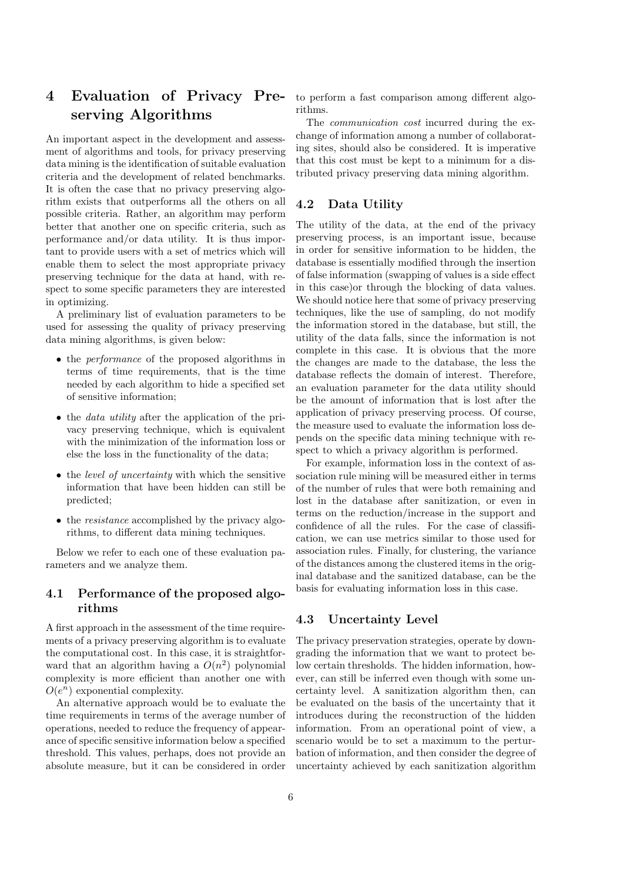# 4 Evaluation of Privacy Preserving Algorithms

An important aspect in the development and assessment of algorithms and tools, for privacy preserving data mining is the identification of suitable evaluation criteria and the development of related benchmarks. It is often the case that no privacy preserving algorithm exists that outperforms all the others on all possible criteria. Rather, an algorithm may perform better that another one on specific criteria, such as performance and/or data utility. It is thus important to provide users with a set of metrics which will enable them to select the most appropriate privacy preserving technique for the data at hand, with respect to some specific parameters they are interested in optimizing.

A preliminary list of evaluation parameters to be used for assessing the quality of privacy preserving data mining algorithms, is given below:

- the *performance* of the proposed algorithms in terms of time requirements, that is the time needed by each algorithm to hide a specified set of sensitive information;
- the *data utility* after the application of the privacy preserving technique, which is equivalent with the minimization of the information loss or else the loss in the functionality of the data;
- the *level of uncertainty* with which the sensitive information that have been hidden can still be predicted;
- the *resistance* accomplished by the privacy algorithms, to different data mining techniques.

Below we refer to each one of these evaluation parameters and we analyze them.

## 4.1 Performance of the proposed algorithms

A first approach in the assessment of the time requirements of a privacy preserving algorithm is to evaluate the computational cost. In this case, it is straightforward that an algorithm having a $O(n^2)$ polynomial complexity is more efficient than another one with $O(e^n)$ exponential complexity.

An alternative approach would be to evaluate the time requirements in terms of the average number of operations, needed to reduce the frequency of appearance of specific sensitive information below a specified threshold. This values, perhaps, does not provide an absolute measure, but it can be considered in order to perform a fast comparison among different algorithms.

The *communication cost* incurred during the exchange of information among a number of collaborating sites, should also be considered. It is imperative that this cost must be kept to a minimum for a distributed privacy preserving data mining algorithm.

## 4.2 Data Utility

The utility of the data, at the end of the privacy preserving process, is an important issue, because in order for sensitive information to be hidden, the database is essentially modified through the insertion of false information (swapping of values is a side effect in this case)or through the blocking of data values. We should notice here that some of privacy preserving techniques, like the use of sampling, do not modify the information stored in the database, but still, the utility of the data falls, since the information is not complete in this case. It is obvious that the more the changes are made to the database, the less the database reflects the domain of interest. Therefore, an evaluation parameter for the data utility should be the amount of information that is lost after the application of privacy preserving process. Of course, the measure used to evaluate the information loss depends on the specific data mining technique with respect to which a privacy algorithm is performed.

For example, information loss in the context of association rule mining will be measured either in terms of the number of rules that were both remaining and lost in the database after sanitization, or even in terms on the reduction/increase in the support and confidence of all the rules. For the case of classification, we can use metrics similar to those used for association rules. Finally, for clustering, the variance of the distances among the clustered items in the original database and the sanitized database, can be the basis for evaluating information loss in this case.

## 4.3 Uncertainty Level

The privacy preservation strategies, operate by downgrading the information that we want to protect below certain thresholds. The hidden information, however, can still be inferred even though with some uncertainty level. A sanitization algorithm then, can be evaluated on the basis of the uncertainty that it introduces during the reconstruction of the hidden information. From an operational point of view, a scenario would be to set a maximum to the perturbation of information, and then consider the degree of uncertainty achieved by each sanitization algorithm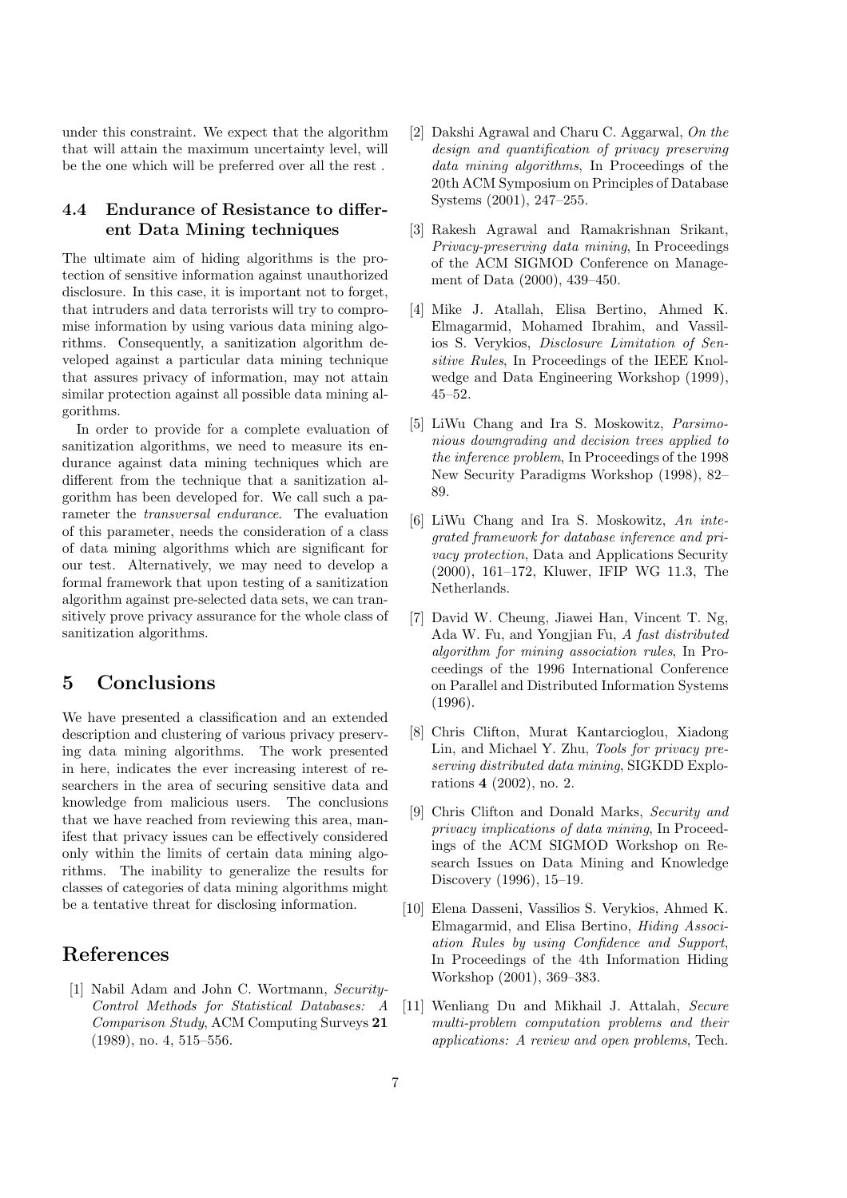under this constraint. We expect that the algorithm that will attain the maximum uncertainty level, will be the one which will be preferred over all the rest .

### 4.4 Endurance of Resistance to different Data Mining techniques

The ultimate aim of hiding algorithms is the protection of sensitive information against unauthorized disclosure. In this case, it is important not to forget, that intruders and data terrorists will try to compromise information by using various data mining algorithms. Consequently, a sanitization algorithm developed against a particular data mining technique that assures privacy of information, may not attain similar protection against all possible data mining algorithms.

In order to provide for a complete evaluation of sanitization algorithms, we need to measure its endurance against data mining techniques which are different from the technique that a sanitization algorithm has been developed for. We call such a parameter the *transversal endurance*. The evaluation of this parameter, needs the consideration of a class of data mining algorithms which are significant for our test. Alternatively, we may need to develop a formal framework that upon testing of a sanitization algorithm against pre-selected data sets, we can transitively prove privacy assurance for the whole class of sanitization algorithms.

## 5 Conclusions

We have presented a classification and an extended description and clustering of various privacy preserving data mining algorithms. The work presented in here, indicates the ever increasing interest of researchers in the area of securing sensitive data and knowledge from malicious users. The conclusions that we have reached from reviewing this area, manifest that privacy issues can be effectively considered only within the limits of certain data mining algorithms. The inability to generalize the results for classes of categories of data mining algorithms might be a tentative threat for disclosing information.

## References

[1] Nabil Adam and John C. Wortmann, *Security-Control Methods for Statistical Databases: A Comparison Study*, ACM Computing Surveys **21** (1989), no. 4, 515–556.

[2] Dakshi Agrawal and Charu C. Aggarwal, *On the design and quantification of privacy preserving data mining algorithms*, In Proceedings of the 20th ACM Symposium on Principles of Database Systems (2001), 247–255.

[3] Rakesh Agrawal and Ramakrishnan Srikant, *Privacy-preserving data mining*, In Proceedings of the ACM SIGMOD Conference on Management of Data (2000), 439–450.

[4] Mike J. Atallah, Elisa Bertino, Ahmed K. Elmagarmid, Mohamed Ibrahim, and Vassilios S. Verykios, *Disclosure Limitation of Sensitive Rules*, In Proceedings of the IEEE Knolwedge and Data Engineering Workshop (1999), 45–52.

[5] LiWu Chang and Ira S. Moskowitz, *Parsimonious downgrading and decision trees applied to the inference problem*, In Proceedings of the 1998 New Security Paradigms Workshop (1998), 82–89.

[6] LiWu Chang and Ira S. Moskowitz, *An integrated framework for database inference and privacy protection*, Data and Applications Security (2000), 161–172, Kluwer, IFIP WG 11.3, The Netherlands.

[7] David W. Cheung, Jiawei Han, Vincent T. Ng, Ada W. Fu, and Yongjian Fu, *A fast distributed algorithm for mining association rules*, In Proceedings of the 1996 International Conference on Parallel and Distributed Information Systems (1996).

[8] Chris Clifton, Murat Kantarcioglou, Xiadong Lin, and Michael Y. Zhu, *Tools for privacy preserving distributed data mining*, SIGKDD Explorations **4** (2002), no. 2.

[9] Chris Clifton and Donald Marks, *Security and privacy implications of data mining*, In Proceedings of the ACM SIGMOD Workshop on Research Issues on Data Mining and Knowledge Discovery (1996), 15–19.

[10] Elena Dasseni, Vassilios S. Verykios, Ahmed K. Elmagarmid, and Elisa Bertino, *Hiding Association Rules by using Confidence and Support*, In Proceedings of the 4th Information Hiding Workshop (2001), 369–383.

[11] Wenliang Du and Mikhail J. Attalah, *Secure multi-problem computation problems and their applications: A review and open problems*, Tech.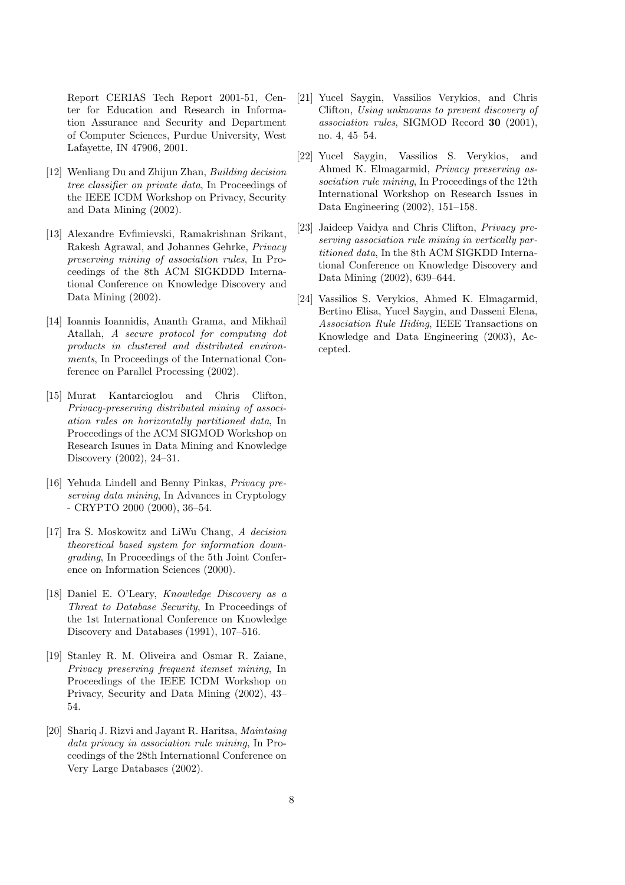Report CERIAS Tech Report 2001-51, Center for Education and Research in Information Assurance and Security and Department of Computer Sciences, Purdue University, West Lafayette, IN 47906, 2001.

[12] Wenliang Du and Zhijun Zhan, *Building decision tree classifier on private data*, In Proceedings of the IEEE ICDM Workshop on Privacy, Security and Data Mining (2002).

[13] Alexandre Evfimievski, Ramakrishnan Srikant, Rakesh Agrawal, and Johannes Gehrke, *Privacy preserving mining of association rules*, In Proceedings of the 8th ACM SIGKDDD International Conference on Knowledge Discovery and Data Mining (2002).

[14] Ioannis Ioannidis, Ananth Grama, and Mikhail Atallah, *A secure protocol for computing dot products in clustered and distributed environments*, In Proceedings of the International Conference on Parallel Processing (2002).

[15] Murat Kantarcioglou and Chris Clifton, *Privacy-preserving distributed mining of association rules on horizontally partitioned data*, In Proceedings of the ACM SIGMOD Workshop on Research Isuues in Data Mining and Knowledge Discovery (2002), 24–31.

[16] Yehuda Lindell and Benny Pinkas, *Privacy preserving data mining*, In Advances in Cryptology - CRYPTO 2000 (2000), 36–54.

[17] Ira S. Moskowitz and LiWu Chang, *A decision theoretical based system for information downgrading*, In Proceedings of the 5th Joint Conference on Information Sciences (2000).

[18] Daniel E. O'Leary, *Knowledge Discovery as a Threat to Database Security*, In Proceedings of the 1st International Conference on Knowledge Discovery and Databases (1991), 107–516.

[19] Stanley R. M. Oliveira and Osmar R. Zaiane, *Privacy preserving frequent itemset mining*, In Proceedings of the IEEE ICDM Workshop on Privacy, Security and Data Mining (2002), 43–54.

[20] Shariq J. Rizvi and Jayant R. Haritsa, *Maintaing data privacy in association rule mining*, In Proceedings of the 28th International Conference on Very Large Databases (2002).

[21] Yucel Saygin, Vassilios Verykios, and Chris Clifton, *Using unknowns to prevent discovery of association rules*, SIGMOD Record **30** (2001), no. 4, 45–54.

[22] Yucel Saygin, Vassilios S. Verykios, and Ahmed K. Elmagarmid, *Privacy preserving association rule mining*, In Proceedings of the 12th International Workshop on Research Issues in Data Engineering (2002), 151–158.

[23] Jaideep Vaidya and Chris Clifton, *Privacy preserving association rule mining in vertically partitioned data*, In the 8th ACM SIGKDD International Conference on Knowledge Discovery and Data Mining (2002), 639–644.

[24] Vassilios S. Verykios, Ahmed K. Elmagarmid, Bertino Elisa, Yucel Saygin, and Dasseni Elena, *Association Rule Hiding*, IEEE Transactions on Knowledge and Data Engineering (2003), Accepted.